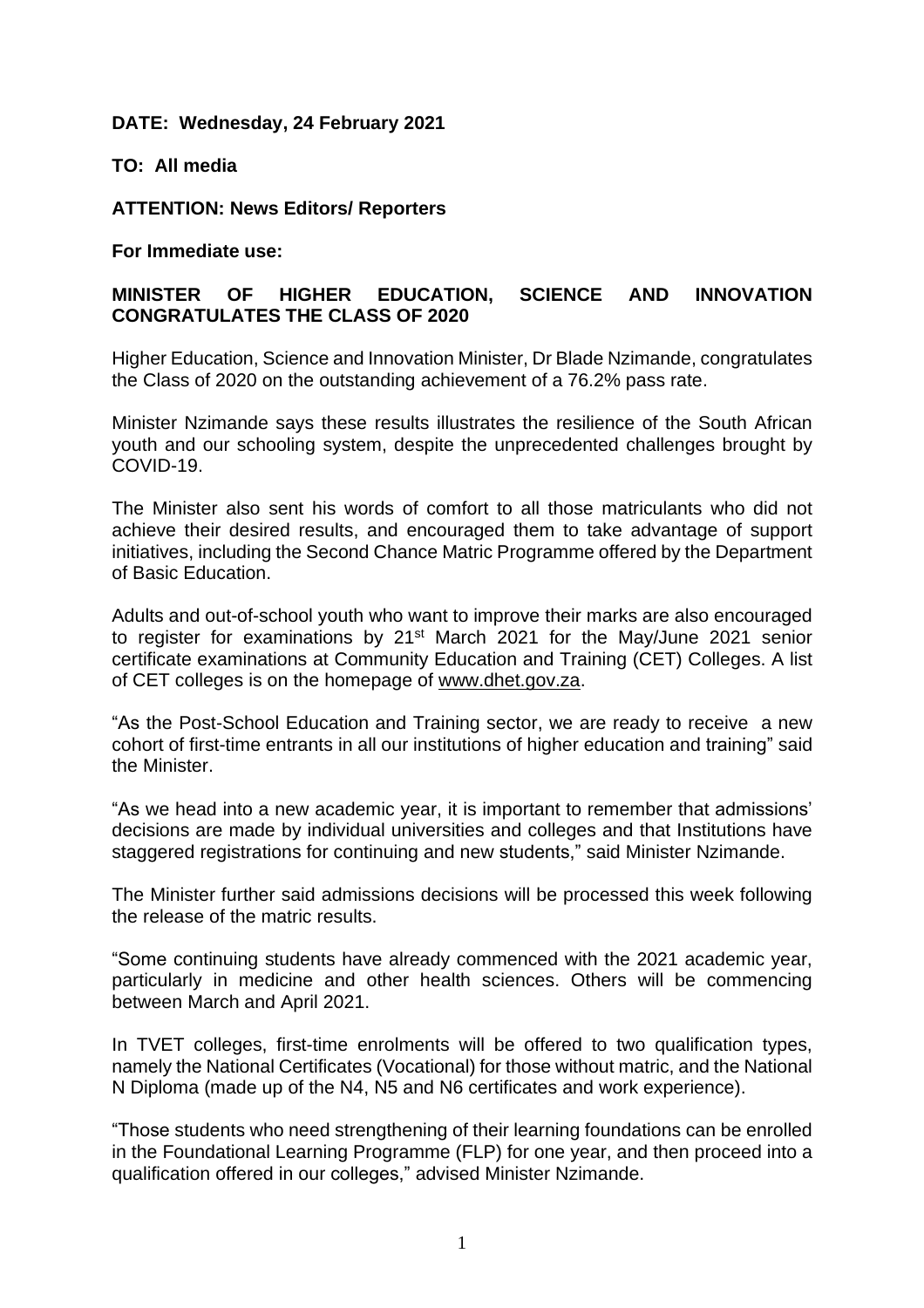**DATE: Wednesday, 24 February 2021**

**TO: All media**

**ATTENTION: News Editors/ Reporters**

**For Immediate use:**

## MINISTER OF HIGHER EDUCATION, SCIENCE AND INNOVATION CONGRATULATES THE CLASS OF 2020

Higher Education, Science and Innovation Minister, Dr Blade Nzimande, congratulates the Class of 2020 on the outstanding achievement of a 76.2% pass rate.

Minister Nzimande says these results illustrates the resilience of the South African youth and our schooling system, despite the unprecedented challenges brought by COVID-19.

The Minister also sent his words of comfort to all those matriculants who did not achieve their desired results, and encouraged them to take advantage of support initiatives, including the Second Chance Matric Programme offered by the Department of Basic Education.

Adults and out-of-school youth who want to improve their marks are also encouraged to register for examinations by 21st March 2021 for the May/June 2021 senior certificate examinations at Community Education and Training (CET) Colleges. A list of CET colleges is on the homepage of www.dhet.gov.za.

"As the Post-School Education and Training sector, we are ready to receive a new cohort of first-time entrants in all our institutions of higher education and training" said the Minister.

"As we head into a new academic year, it is important to remember that admissions' decisions are made by individual universities and colleges and that Institutions have staggered registrations for continuing and new students," said Minister Nzimande.

The Minister further said admissions decisions will be processed this week following the release of the matric results.

"Some continuing students have already commenced with the 2021 academic year, particularly in medicine and other health sciences. Others will be commencing between March and April 2021.

In TVET colleges, first-time enrolments will be offered to two qualification types, namely the National Certificates (Vocational) for those without matric, and the National N Diploma (made up of the N4, N5 and N6 certificates and work experience).

"Those students who need strengthening of their learning foundations can be enrolled in the Foundational Learning Programme (FLP) for one year, and then proceed into a qualification offered in our colleges," advised Minister Nzimande.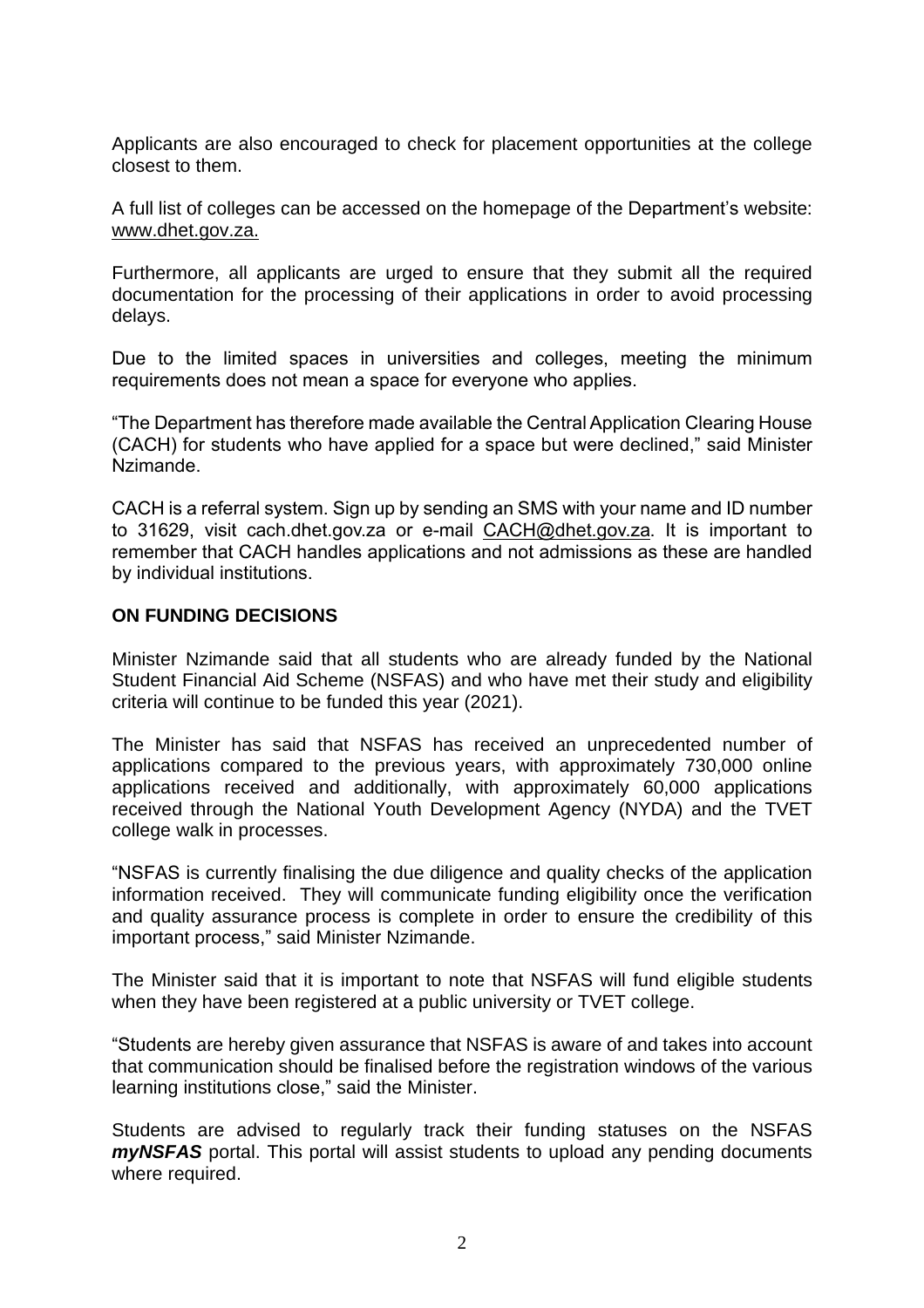Applicants are also encouraged to check for placement opportunities at the college closest to them.

A full list of colleges can be accessed on the homepage of the Department's website: www.dhet.gov.za.

Furthermore, all applicants are urged to ensure that they submit all the required documentation for the processing of their applications in order to avoid processing delays.

Due to the limited spaces in universities and colleges, meeting the minimum requirements does not mean a space for everyone who applies.

"The Department has therefore made available the Central Application Clearing House (CACH) for students who have applied for a space but were declined," said Minister Nzimande.

CACH is a referral system. Sign up by sending an SMS with your name and ID number to 31629, visit cach.dhet.gov.za or e-mail CACH@dhet.gov.za. It is important to remember that CACH handles applications and not admissions as these are handled by individual institutions.

**ON FUNDING DECISIONS**

Minister Nzimande said that all students who are already funded by the National Student Financial Aid Scheme (NSFAS) and who have met their study and eligibility criteria will continue to be funded this year (2021).

The Minister has said that NSFAS has received an unprecedented number of applications compared to the previous years, with approximately 730,000 online applications received and additionally, with approximately 60,000 applications received through the National Youth Development Agency (NYDA) and the TVET college walk in processes.

"NSFAS is currently finalising the due diligence and quality checks of the application information received. They will communicate funding eligibility once the verification and quality assurance process is complete in order to ensure the credibility of this important process," said Minister Nzimande.

The Minister said that it is important to note that NSFAS will fund eligible students when they have been registered at a public university or TVET college.

"Students are hereby given assurance that NSFAS is aware of and takes into account that communication should be finalised before the registration windows of the various learning institutions close," said the Minister.

Students are advised to regularly track their funding statuses on the NSFAS ***myNSFAS*** portal. This portal will assist students to upload any pending documents where required.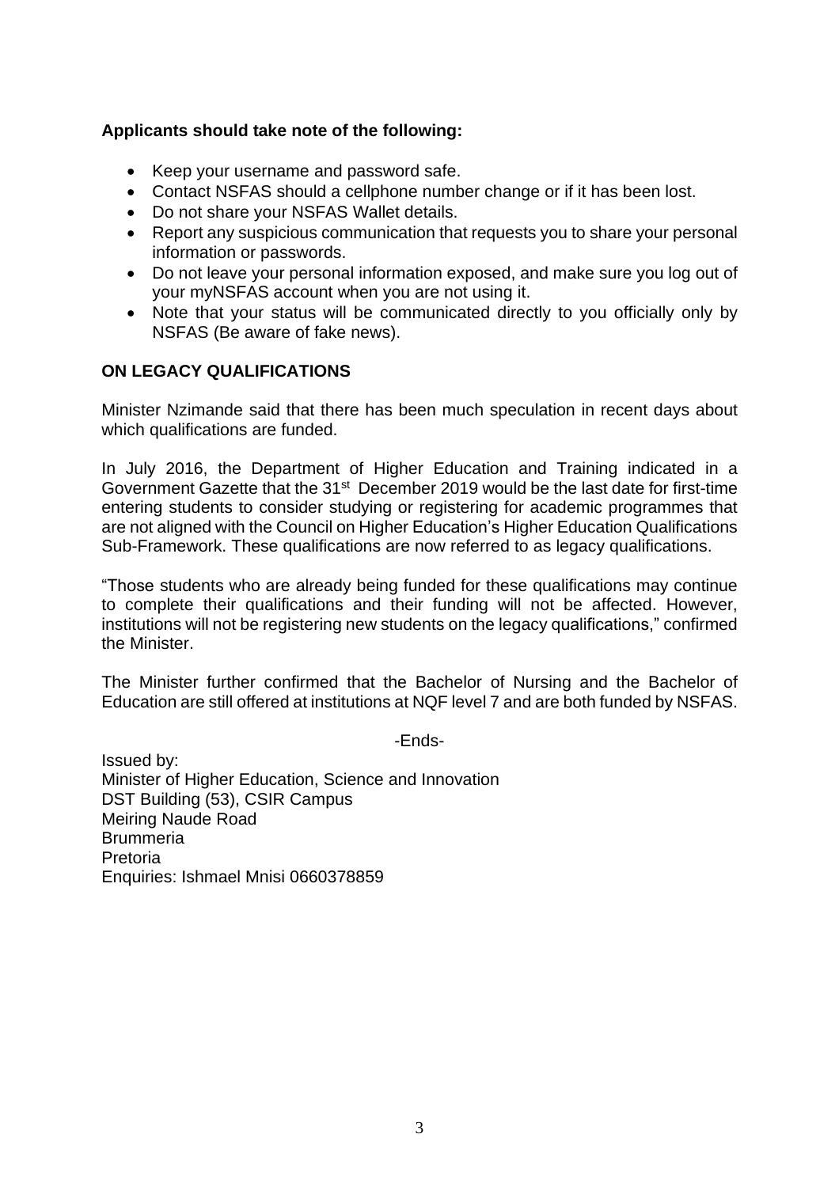**Applicants should take note of the following:**

- Keep your username and password safe.
- Contact NSFAS should a cellphone number change or if it has been lost.
- Do not share your NSFAS Wallet details.
- Report any suspicious communication that requests you to share your personal information or passwords.
- Do not leave your personal information exposed, and make sure you log out of your myNSFAS account when you are not using it.
- Note that your status will be communicated directly to you officially only by NSFAS (Be aware of fake news).

**ON LEGACY QUALIFICATIONS**

Minister Nzimande said that there has been much speculation in recent days about which qualifications are funded.

In July 2016, the Department of Higher Education and Training indicated in a Government Gazette that the 31st December 2019 would be the last date for first-time entering students to consider studying or registering for academic programmes that are not aligned with the Council on Higher Education's Higher Education Qualifications Sub-Framework. These qualifications are now referred to as legacy qualifications.

"Those students who are already being funded for these qualifications may continue to complete their qualifications and their funding will not be affected. However, institutions will not be registering new students on the legacy qualifications," confirmed the Minister.

The Minister further confirmed that the Bachelor of Nursing and the Bachelor of Education are still offered at institutions at NQF level 7 and are both funded by NSFAS.

-Ends-

Issued by:
Minister of Higher Education, Science and Innovation
DST Building (53), CSIR Campus
Meiring Naude Road
Brummeria
Pretoria
Enquiries: Ishmael Mnisi 0660378859